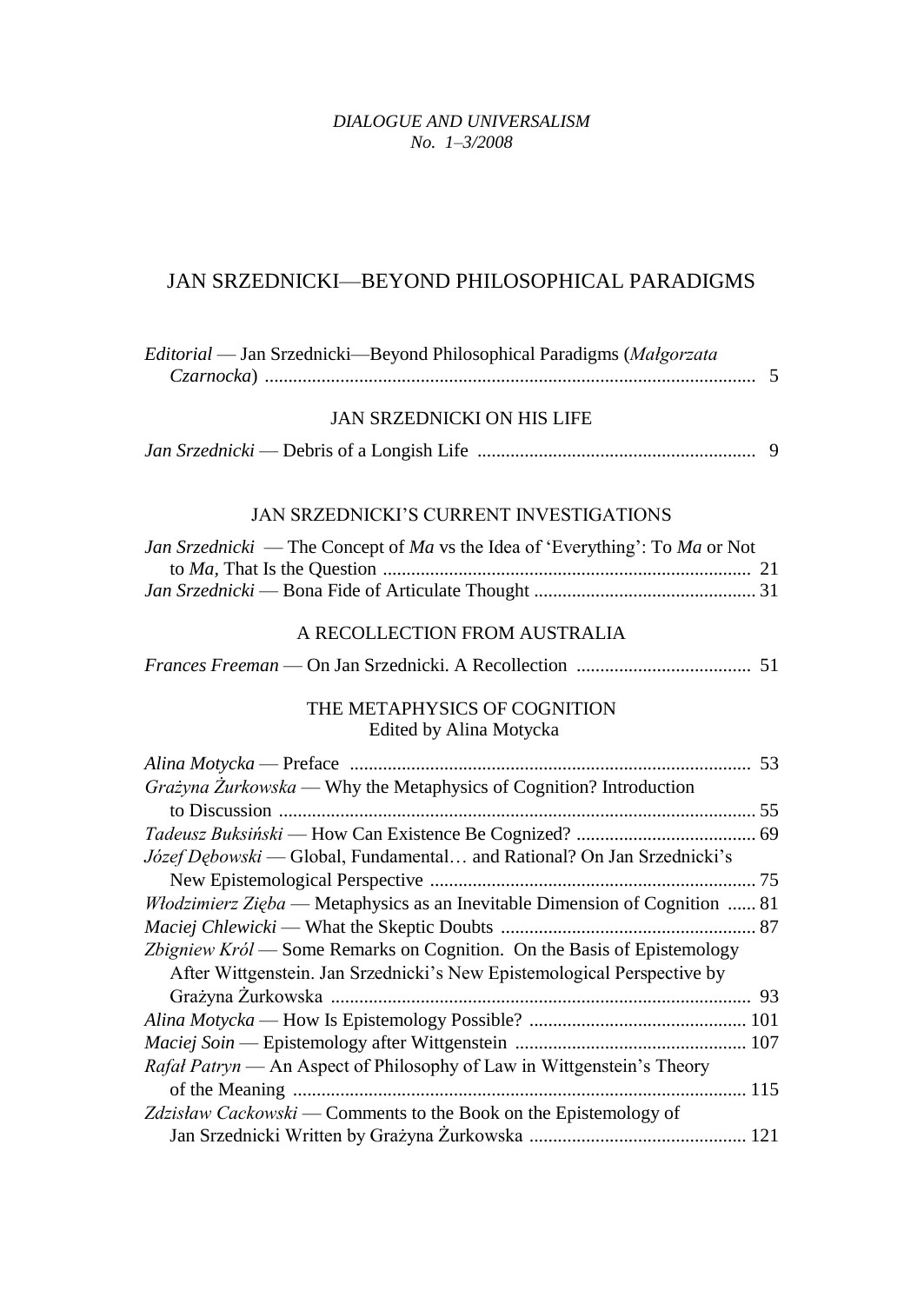*DIALOGUE AND UNIVERSALISM*
*No. 1–3/2008*

# JAN SRZEDNICKI—BEYOND PHILOSOPHICAL PARADIGMS

*Editorial* — Jan Srzednicki—Beyond Philosophical Paradigms (*Małgorzata Czarnocka*) .......... 5

## JAN SRZEDNICKI ON HIS LIFE

*Jan Srzednicki* — Debris of a Longish Life .......... 9

## JAN SRZEDNICKI'S CURRENT INVESTIGATIONS

*Jan Srzednicki* — The Concept of *Ma* vs the Idea of 'Everything': To *Ma* or Not to *Ma*, That Is the Question .......... 21

*Jan Srzednicki* — Bona Fide of Articulate Thought .......... 31

## A RECOLLECTION FROM AUSTRALIA

*Frances Freeman* — On Jan Srzednicki. A Recollection .......... 51

## THE METAPHYSICS OF COGNITION

Edited by Alina Motycka

*Alina Motycka* — Preface .......... 53

*Grażyna Żurkowska* — Why the Metaphysics of Cognition? Introduction to Discussion .......... 55

*Tadeusz Buksiński* — How Can Existence Be Cognized? .......... 69

*Józef Dębowski* — Global, Fundamental… and Rational? On Jan Srzednicki's New Epistemological Perspective .......... 75

*Włodzimierz Zięba* — Metaphysics as an Inevitable Dimension of Cognition .......... 81

*Maciej Chlewicki* — What the Skeptic Doubts .......... 87

*Zbigniew Król* — Some Remarks on Cognition. On the Basis of Epistemology After Wittgenstein. Jan Srzednicki's New Epistemological Perspective by Grażyna Żurkowska .......... 93

*Alina Motycka* — How Is Epistemology Possible? .......... 101

*Maciej Soin* — Epistemology after Wittgenstein .......... 107

*Rafał Patryn* — An Aspect of Philosophy of Law in Wittgenstein's Theory of the Meaning .......... 115

*Zdzisław Cackowski* — Comments to the Book on the Epistemology of Jan Srzednicki Written by Grażyna Żurkowska .......... 121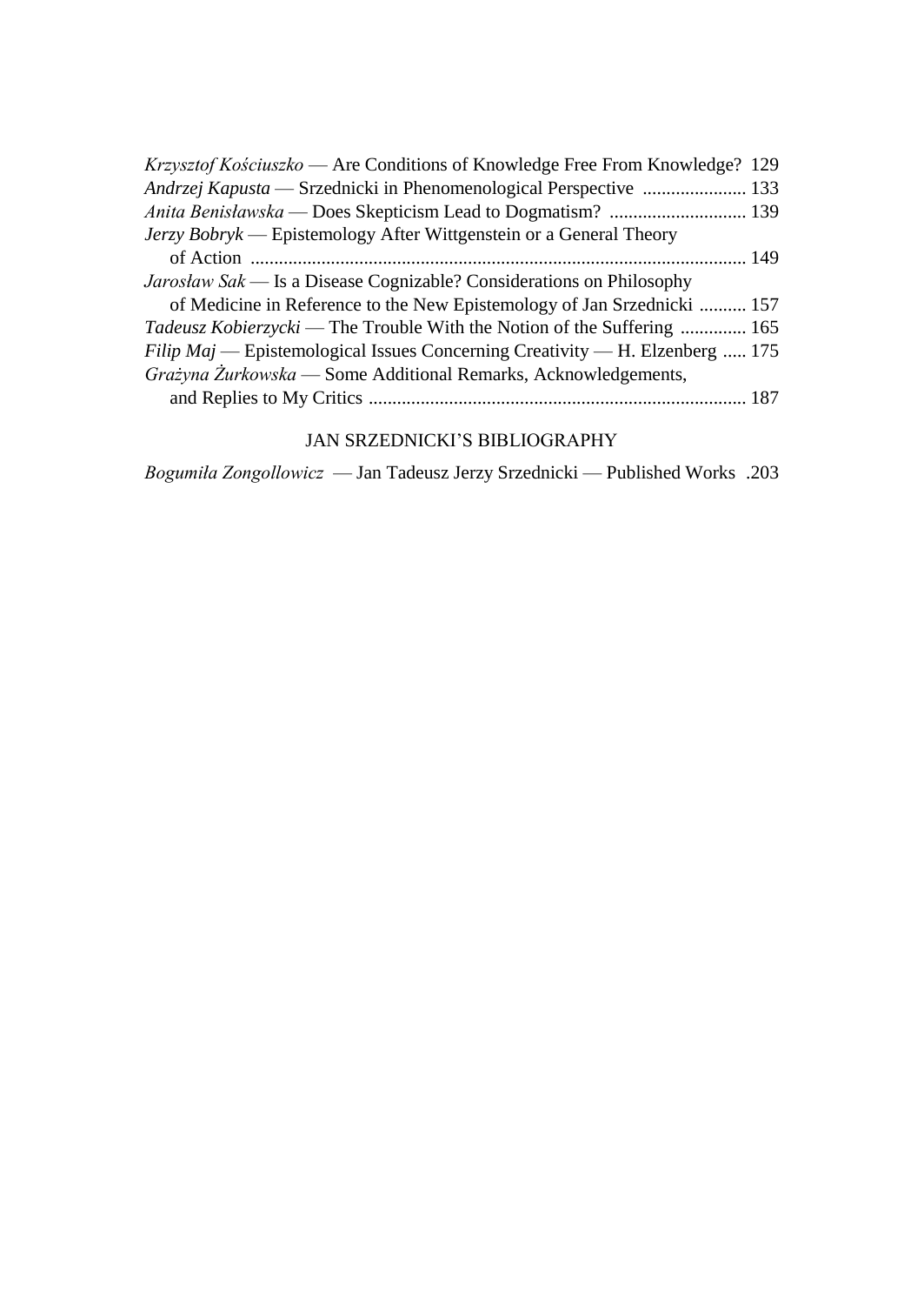*Krzysztof Kościuszko* — Are Conditions of Knowledge Free From Knowledge? 129

*Andrzej Kapusta* — Srzednicki in Phenomenological Perspective ...................... 133

*Anita Benisławska* — Does Skepticism Lead to Dogmatism? ............................. 139

*Jerzy Bobryk* — Epistemology After Wittgenstein or a General Theory of Action ........................................................................................................ 149

*Jarosław Sak* — Is a Disease Cognizable? Considerations on Philosophy of Medicine in Reference to the New Epistemology of Jan Srzednicki .......... 157

*Tadeusz Kobierzycki* — The Trouble With the Notion of the Suffering .............. 165

*Filip Maj* — Epistemological Issues Concerning Creativity — H. Elzenberg ..... 175

*Grażyna Żurkowska* — Some Additional Remarks, Acknowledgements, and Replies to My Critics ................................................................................ 187

## JAN SRZEDNICKI'S BIBLIOGRAPHY

*Bogumiła Zongollowicz* — Jan Tadeusz Jerzy Srzednicki — Published Works .203